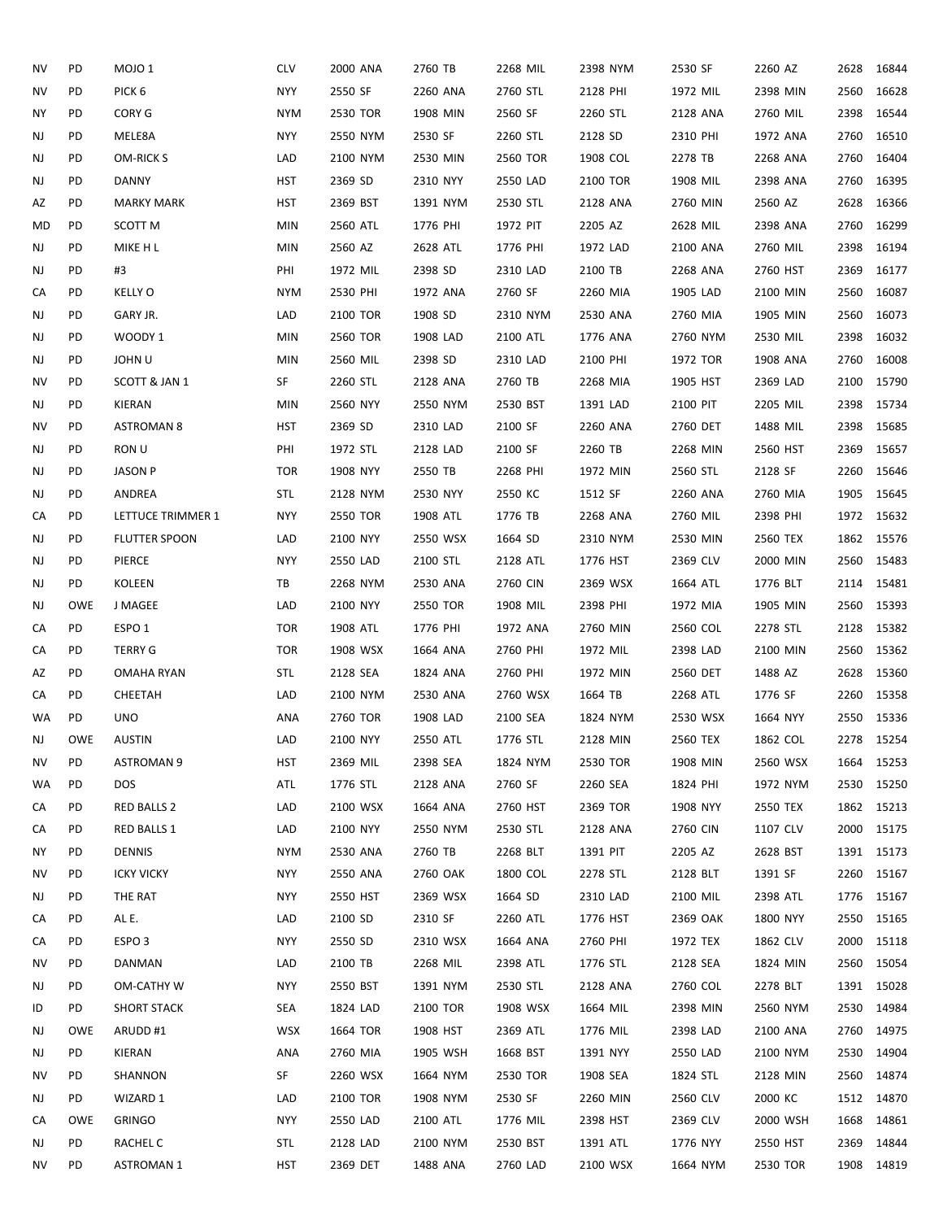| | | | | | | | | | | | |
|---|---|---|---|---|---|---|---|---|---|---|---|
| NV | PD | MOJO 1 | CLV | 2000 ANA | 2760 TB | 2268 MIL | 2398 NYM | 2530 SF | 2260 AZ | 2628 | 16844 |
| NV | PD | PICK 6 | NYY | 2550 SF | 2260 ANA | 2760 STL | 2128 PHI | 1972 MIL | 2398 MIN | 2560 | 16628 |
| NY | PD | CORY G | NYM | 2530 TOR | 1908 MIN | 2560 SF | 2260 STL | 2128 ANA | 2760 MIL | 2398 | 16544 |
| NJ | PD | MELE8A | NYY | 2550 NYM | 2530 SF | 2260 STL | 2128 SD | 2310 PHI | 1972 ANA | 2760 | 16510 |
| NJ | PD | OM-RICK S | LAD | 2100 NYM | 2530 MIN | 2560 TOR | 1908 COL | 2278 TB | 2268 ANA | 2760 | 16404 |
| NJ | PD | DANNY | HST | 2369 SD | 2310 NYY | 2550 LAD | 2100 TOR | 1908 MIL | 2398 ANA | 2760 | 16395 |
| AZ | PD | MARKY MARK | HST | 2369 BST | 1391 NYM | 2530 STL | 2128 ANA | 2760 MIN | 2560 AZ | 2628 | 16366 |
| MD | PD | SCOTT M | MIN | 2560 ATL | 1776 PHI | 1972 PIT | 2205 AZ | 2628 MIL | 2398 ANA | 2760 | 16299 |
| NJ | PD | MIKE H L | MIN | 2560 AZ | 2628 ATL | 1776 PHI | 1972 LAD | 2100 ANA | 2760 MIL | 2398 | 16194 |
| NJ | PD | #3 | PHI | 1972 MIL | 2398 SD | 2310 LAD | 2100 TB | 2268 ANA | 2760 HST | 2369 | 16177 |
| CA | PD | KELLY O | NYM | 2530 PHI | 1972 ANA | 2760 SF | 2260 MIA | 1905 LAD | 2100 MIN | 2560 | 16087 |
| NJ | PD | GARY JR. | LAD | 2100 TOR | 1908 SD | 2310 NYM | 2530 ANA | 2760 MIA | 1905 MIN | 2560 | 16073 |
| NJ | PD | WOODY 1 | MIN | 2560 TOR | 1908 LAD | 2100 ATL | 1776 ANA | 2760 NYM | 2530 MIL | 2398 | 16032 |
| NJ | PD | JOHN U | MIN | 2560 MIL | 2398 SD | 2310 LAD | 2100 PHI | 1972 TOR | 1908 ANA | 2760 | 16008 |
| NV | PD | SCOTT & JAN 1 | SF | 2260 STL | 2128 ANA | 2760 TB | 2268 MIA | 1905 HST | 2369 LAD | 2100 | 15790 |
| NJ | PD | KIERAN | MIN | 2560 NYY | 2550 NYM | 2530 BST | 1391 LAD | 2100 PIT | 2205 MIL | 2398 | 15734 |
| NV | PD | ASTROMAN 8 | HST | 2369 SD | 2310 LAD | 2100 SF | 2260 ANA | 2760 DET | 1488 MIL | 2398 | 15685 |
| NJ | PD | RON U | PHI | 1972 STL | 2128 LAD | 2100 SF | 2260 TB | 2268 MIN | 2560 HST | 2369 | 15657 |
| NJ | PD | JASON P | TOR | 1908 NYY | 2550 TB | 2268 PHI | 1972 MIN | 2560 STL | 2128 SF | 2260 | 15646 |
| NJ | PD | ANDREA | STL | 2128 NYM | 2530 NYY | 2550 KC | 1512 SF | 2260 ANA | 2760 MIA | 1905 | 15645 |
| CA | PD | LETTUCE TRIMMER 1 | NYY | 2550 TOR | 1908 ATL | 1776 TB | 2268 ANA | 2760 MIL | 2398 PHI | 1972 | 15632 |
| NJ | PD | FLUTTER SPOON | LAD | 2100 NYY | 2550 WSX | 1664 SD | 2310 NYM | 2530 MIN | 2560 TEX | 1862 | 15576 |
| NJ | PD | PIERCE | NYY | 2550 LAD | 2100 STL | 2128 ATL | 1776 HST | 2369 CLV | 2000 MIN | 2560 | 15483 |
| NJ | PD | KOLEEN | TB | 2268 NYM | 2530 ANA | 2760 CIN | 2369 WSX | 1664 ATL | 1776 BLT | 2114 | 15481 |
| NJ | OWE | J MAGEE | LAD | 2100 NYY | 2550 TOR | 1908 MIL | 2398 PHI | 1972 MIA | 1905 MIN | 2560 | 15393 |
| CA | PD | ESPO 1 | TOR | 1908 ATL | 1776 PHI | 1972 ANA | 2760 MIN | 2560 COL | 2278 STL | 2128 | 15382 |
| CA | PD | TERRY G | TOR | 1908 WSX | 1664 ANA | 2760 PHI | 1972 MIL | 2398 LAD | 2100 MIN | 2560 | 15362 |
| AZ | PD | OMAHA RYAN | STL | 2128 SEA | 1824 ANA | 2760 PHI | 1972 MIN | 2560 DET | 1488 AZ | 2628 | 15360 |
| CA | PD | CHEETAH | LAD | 2100 NYM | 2530 ANA | 2760 WSX | 1664 TB | 2268 ATL | 1776 SF | 2260 | 15358 |
| WA | PD | UNO | ANA | 2760 TOR | 1908 LAD | 2100 SEA | 1824 NYM | 2530 WSX | 1664 NYY | 2550 | 15336 |
| NJ | OWE | AUSTIN | LAD | 2100 NYY | 2550 ATL | 1776 STL | 2128 MIN | 2560 TEX | 1862 COL | 2278 | 15254 |
| NV | PD | ASTROMAN 9 | HST | 2369 MIL | 2398 SEA | 1824 NYM | 2530 TOR | 1908 MIN | 2560 WSX | 1664 | 15253 |
| WA | PD | DOS | ATL | 1776 STL | 2128 ANA | 2760 SF | 2260 SEA | 1824 PHI | 1972 NYM | 2530 | 15250 |
| CA | PD | RED BALLS 2 | LAD | 2100 WSX | 1664 ANA | 2760 HST | 2369 TOR | 1908 NYY | 2550 TEX | 1862 | 15213 |
| CA | PD | RED BALLS 1 | LAD | 2100 NYY | 2550 NYM | 2530 STL | 2128 ANA | 2760 CIN | 1107 CLV | 2000 | 15175 |
| NY | PD | DENNIS | NYM | 2530 ANA | 2760 TB | 2268 BLT | 1391 PIT | 2205 AZ | 2628 BST | 1391 | 15173 |
| NV | PD | ICKY VICKY | NYY | 2550 ANA | 2760 OAK | 1800 COL | 2278 STL | 2128 BLT | 1391 SF | 2260 | 15167 |
| NJ | PD | THE RAT | NYY | 2550 HST | 2369 WSX | 1664 SD | 2310 LAD | 2100 MIL | 2398 ATL | 1776 | 15167 |
| CA | PD | AL E. | LAD | 2100 SD | 2310 SF | 2260 ATL | 1776 HST | 2369 OAK | 1800 NYY | 2550 | 15165 |
| CA | PD | ESPO 3 | NYY | 2550 SD | 2310 WSX | 1664 ANA | 2760 PHI | 1972 TEX | 1862 CLV | 2000 | 15118 |
| NV | PD | DANMAN | LAD | 2100 TB | 2268 MIL | 2398 ATL | 1776 STL | 2128 SEA | 1824 MIN | 2560 | 15054 |
| NJ | PD | OM-CATHY W | NYY | 2550 BST | 1391 NYM | 2530 STL | 2128 ANA | 2760 COL | 2278 BLT | 1391 | 15028 |
| ID | PD | SHORT STACK | SEA | 1824 LAD | 2100 TOR | 1908 WSX | 1664 MIL | 2398 MIN | 2560 NYM | 2530 | 14984 |
| NJ | OWE | ARUDD #1 | WSX | 1664 TOR | 1908 HST | 2369 ATL | 1776 MIL | 2398 LAD | 2100 ANA | 2760 | 14975 |
| NJ | PD | KIERAN | ANA | 2760 MIA | 1905 WSH | 1668 BST | 1391 NYY | 2550 LAD | 2100 NYM | 2530 | 14904 |
| NV | PD | SHANNON | SF | 2260 WSX | 1664 NYM | 2530 TOR | 1908 SEA | 1824 STL | 2128 MIN | 2560 | 14874 |
| NJ | PD | WIZARD 1 | LAD | 2100 TOR | 1908 NYM | 2530 SF | 2260 MIN | 2560 CLV | 2000 KC | 1512 | 14870 |
| CA | OWE | GRINGO | NYY | 2550 LAD | 2100 ATL | 1776 MIL | 2398 HST | 2369 CLV | 2000 WSH | 1668 | 14861 |
| NJ | PD | RACHEL C | STL | 2128 LAD | 2100 NYM | 2530 BST | 1391 ATL | 1776 NYY | 2550 HST | 2369 | 14844 |
| NV | PD | ASTROMAN 1 | HST | 2369 DET | 1488 ANA | 2760 LAD | 2100 WSX | 1664 NYM | 2530 TOR | 1908 | 14819 |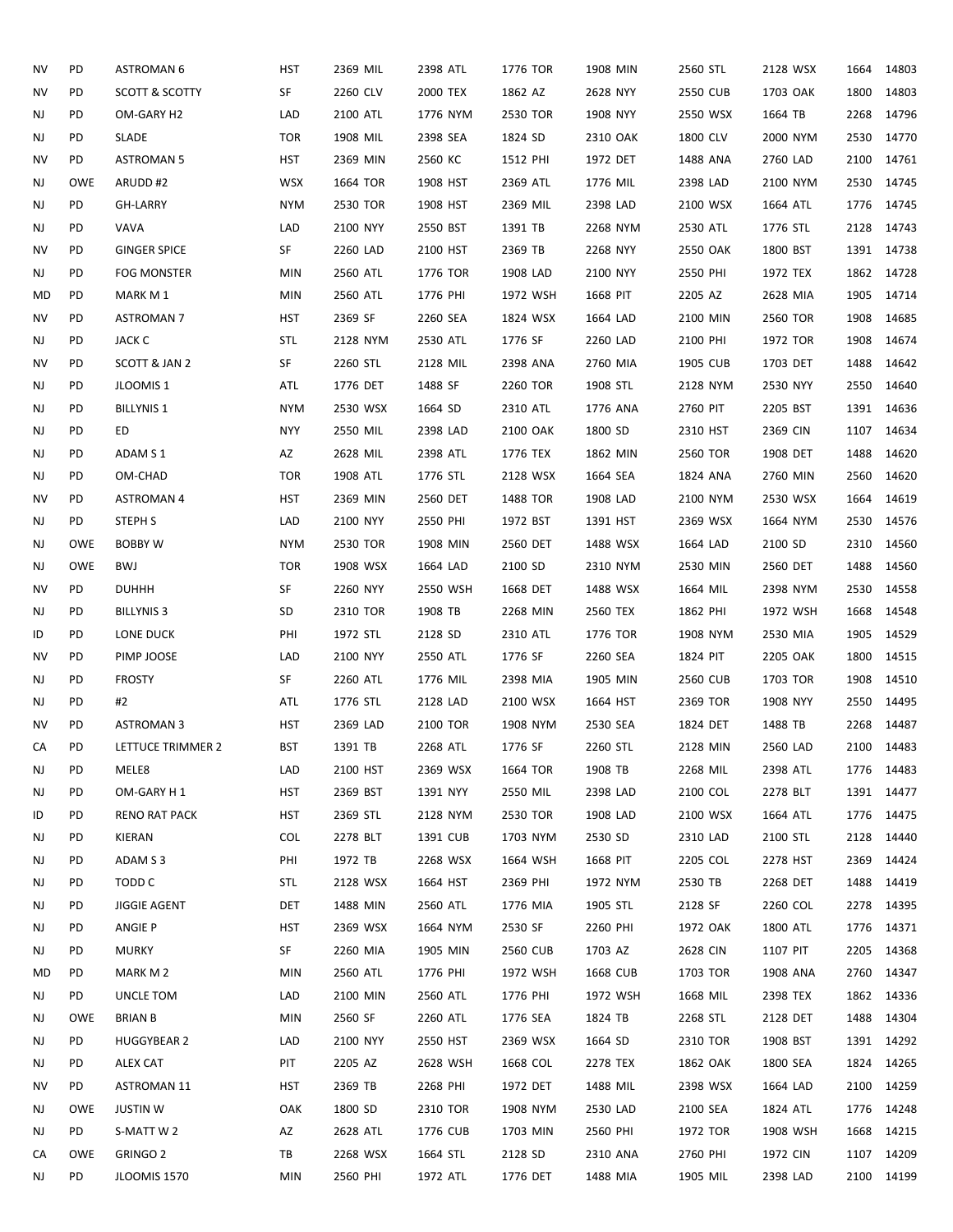| | | | | | | | | | | | | | | | | | | |
|---|---|---|---|---|---|---|---|---|---|---|---|---|---|---|---|---|---|---|
| NV | PD | ASTROMAN 6 | HST | 2369 | MIL | 2398 | ATL | 1776 | TOR | 1908 | MIN | 2560 | STL | 2128 | WSX | 1664 | 14803 |
| NV | PD | SCOTT & SCOTTY | SF | 2260 | CLV | 2000 | TEX | 1862 | AZ | 2628 | NYY | 2550 | CUB | 1703 | OAK | 1800 | 14803 |
| NJ | PD | OM-GARY H2 | LAD | 2100 | ATL | 1776 | NYM | 2530 | TOR | 1908 | NYY | 2550 | WSX | 1664 | TB | 2268 | 14796 |
| NJ | PD | SLADE | TOR | 1908 | MIL | 2398 | SEA | 1824 | SD | 2310 | OAK | 1800 | CLV | 2000 | NYM | 2530 | 14770 |
| NV | PD | ASTROMAN 5 | HST | 2369 | MIN | 2560 | KC | 1512 | PHI | 1972 | DET | 1488 | ANA | 2760 | LAD | 2100 | 14761 |
| NJ | OWE | ARUDD #2 | WSX | 1664 | TOR | 1908 | HST | 2369 | ATL | 1776 | MIL | 2398 | LAD | 2100 | NYM | 2530 | 14745 |
| NJ | PD | GH-LARRY | NYM | 2530 | TOR | 1908 | HST | 2369 | MIL | 2398 | LAD | 2100 | WSX | 1664 | ATL | 1776 | 14745 |
| NJ | PD | VAVA | LAD | 2100 | NYY | 2550 | BST | 1391 | TB | 2268 | NYM | 2530 | ATL | 1776 | STL | 2128 | 14743 |
| NV | PD | GINGER SPICE | SF | 2260 | LAD | 2100 | HST | 2369 | TB | 2268 | NYY | 2550 | OAK | 1800 | BST | 1391 | 14738 |
| NJ | PD | FOG MONSTER | MIN | 2560 | ATL | 1776 | TOR | 1908 | LAD | 2100 | NYY | 2550 | PHI | 1972 | TEX | 1862 | 14728 |
| MD | PD | MARK M 1 | MIN | 2560 | ATL | 1776 | PHI | 1972 | WSH | 1668 | PIT | 2205 | AZ | 2628 | MIA | 1905 | 14714 |
| NV | PD | ASTROMAN 7 | HST | 2369 | SF | 2260 | SEA | 1824 | WSX | 1664 | LAD | 2100 | MIN | 2560 | TOR | 1908 | 14685 |
| NJ | PD | JACK C | STL | 2128 | NYM | 2530 | ATL | 1776 | SF | 2260 | LAD | 2100 | PHI | 1972 | TOR | 1908 | 14674 |
| NV | PD | SCOTT & JAN 2 | SF | 2260 | STL | 2128 | MIL | 2398 | ANA | 2760 | MIA | 1905 | CUB | 1703 | DET | 1488 | 14642 |
| NJ | PD | JLOOMIS 1 | ATL | 1776 | DET | 1488 | SF | 2260 | TOR | 1908 | STL | 2128 | NYM | 2530 | NYY | 2550 | 14640 |
| NJ | PD | BILLYNIS 1 | NYM | 2530 | WSX | 1664 | SD | 2310 | ATL | 1776 | ANA | 2760 | PIT | 2205 | BST | 1391 | 14636 |
| NJ | PD | ED | NYY | 2550 | MIL | 2398 | LAD | 2100 | OAK | 1800 | SD | 2310 | HST | 2369 | CIN | 1107 | 14634 |
| NJ | PD | ADAM S 1 | AZ | 2628 | MIL | 2398 | ATL | 1776 | TEX | 1862 | MIN | 2560 | TOR | 1908 | DET | 1488 | 14620 |
| NJ | PD | OM-CHAD | TOR | 1908 | ATL | 1776 | STL | 2128 | WSX | 1664 | SEA | 1824 | ANA | 2760 | MIN | 2560 | 14620 |
| NV | PD | ASTROMAN 4 | HST | 2369 | MIN | 2560 | DET | 1488 | TOR | 1908 | LAD | 2100 | NYM | 2530 | WSX | 1664 | 14619 |
| NJ | PD | STEPH S | LAD | 2100 | NYY | 2550 | PHI | 1972 | BST | 1391 | HST | 2369 | WSX | 1664 | NYM | 2530 | 14576 |
| NJ | OWE | BOBBY W | NYM | 2530 | TOR | 1908 | MIN | 2560 | DET | 1488 | WSX | 1664 | LAD | 2100 | SD | 2310 | 14560 |
| NJ | OWE | BWJ | TOR | 1908 | WSX | 1664 | LAD | 2100 | SD | 2310 | NYM | 2530 | MIN | 2560 | DET | 1488 | 14560 |
| NV | PD | DUHHH | SF | 2260 | NYY | 2550 | WSH | 1668 | DET | 1488 | WSX | 1664 | MIL | 2398 | NYM | 2530 | 14558 |
| NJ | PD | BILLYNIS 3 | SD | 2310 | TOR | 1908 | TB | 2268 | MIN | 2560 | TEX | 1862 | PHI | 1972 | WSH | 1668 | 14548 |
| ID | PD | LONE DUCK | PHI | 1972 | STL | 2128 | SD | 2310 | ATL | 1776 | TOR | 1908 | NYM | 2530 | MIA | 1905 | 14529 |
| NV | PD | PIMP JOOSE | LAD | 2100 | NYY | 2550 | ATL | 1776 | SF | 2260 | SEA | 1824 | PIT | 2205 | OAK | 1800 | 14515 |
| NJ | PD | FROSTY | SF | 2260 | ATL | 1776 | MIL | 2398 | MIA | 1905 | MIN | 2560 | CUB | 1703 | TOR | 1908 | 14510 |
| NJ | PD | #2 | ATL | 1776 | STL | 2128 | LAD | 2100 | WSX | 1664 | HST | 2369 | TOR | 1908 | NYY | 2550 | 14495 |
| NV | PD | ASTROMAN 3 | HST | 2369 | LAD | 2100 | TOR | 1908 | NYM | 2530 | SEA | 1824 | DET | 1488 | TB | 2268 | 14487 |
| CA | PD | LETTUCE TRIMMER 2 | BST | 1391 | TB | 2268 | ATL | 1776 | SF | 2260 | STL | 2128 | MIN | 2560 | LAD | 2100 | 14483 |
| NJ | PD | MELE8 | LAD | 2100 | HST | 2369 | WSX | 1664 | TOR | 1908 | TB | 2268 | MIL | 2398 | ATL | 1776 | 14483 |
| NJ | PD | OM-GARY H 1 | HST | 2369 | BST | 1391 | NYY | 2550 | MIL | 2398 | LAD | 2100 | COL | 2278 | BLT | 1391 | 14477 |
| ID | PD | RENO RAT PACK | HST | 2369 | STL | 2128 | NYM | 2530 | TOR | 1908 | LAD | 2100 | WSX | 1664 | ATL | 1776 | 14475 |
| NJ | PD | KIERAN | COL | 2278 | BLT | 1391 | CUB | 1703 | NYM | 2530 | SD | 2310 | LAD | 2100 | STL | 2128 | 14440 |
| NJ | PD | ADAM S 3 | PHI | 1972 | TB | 2268 | WSX | 1664 | WSH | 1668 | PIT | 2205 | COL | 2278 | HST | 2369 | 14424 |
| NJ | PD | TODD C | STL | 2128 | WSX | 1664 | HST | 2369 | PHI | 1972 | NYM | 2530 | TB | 2268 | DET | 1488 | 14419 |
| NJ | PD | JIGGIE AGENT | DET | 1488 | MIN | 2560 | ATL | 1776 | MIA | 1905 | STL | 2128 | SF | 2260 | COL | 2278 | 14395 |
| NJ | PD | ANGIE P | HST | 2369 | WSX | 1664 | NYM | 2530 | SF | 2260 | PHI | 1972 | OAK | 1800 | ATL | 1776 | 14371 |
| NJ | PD | MURKY | SF | 2260 | MIA | 1905 | MIN | 2560 | CUB | 1703 | AZ | 2628 | CIN | 1107 | PIT | 2205 | 14368 |
| MD | PD | MARK M 2 | MIN | 2560 | ATL | 1776 | PHI | 1972 | WSH | 1668 | CUB | 1703 | TOR | 1908 | ANA | 2760 | 14347 |
| NJ | PD | UNCLE TOM | LAD | 2100 | MIN | 2560 | ATL | 1776 | PHI | 1972 | WSH | 1668 | MIL | 2398 | TEX | 1862 | 14336 |
| NJ | OWE | BRIAN B | MIN | 2560 | SF | 2260 | ATL | 1776 | SEA | 1824 | TB | 2268 | STL | 2128 | DET | 1488 | 14304 |
| NJ | PD | HUGGYBEAR 2 | LAD | 2100 | NYY | 2550 | HST | 2369 | WSX | 1664 | SD | 2310 | TOR | 1908 | BST | 1391 | 14292 |
| NJ | PD | ALEX CAT | PIT | 2205 | AZ | 2628 | WSH | 1668 | COL | 2278 | TEX | 1862 | OAK | 1800 | SEA | 1824 | 14265 |
| NV | PD | ASTROMAN 11 | HST | 2369 | TB | 2268 | PHI | 1972 | DET | 1488 | MIL | 2398 | WSX | 1664 | LAD | 2100 | 14259 |
| NJ | OWE | JUSTIN W | OAK | 1800 | SD | 2310 | TOR | 1908 | NYM | 2530 | LAD | 2100 | SEA | 1824 | ATL | 1776 | 14248 |
| NJ | PD | S-MATT W 2 | AZ | 2628 | ATL | 1776 | CUB | 1703 | MIN | 2560 | PHI | 1972 | TOR | 1908 | WSH | 1668 | 14215 |
| CA | OWE | GRINGO 2 | TB | 2268 | WSX | 1664 | STL | 2128 | SD | 2310 | ANA | 2760 | PHI | 1972 | CIN | 1107 | 14209 |
| NJ | PD | JLOOMIS 1570 | MIN | 2560 | PHI | 1972 | ATL | 1776 | DET | 1488 | MIA | 1905 | MIL | 2398 | LAD | 2100 | 14199 |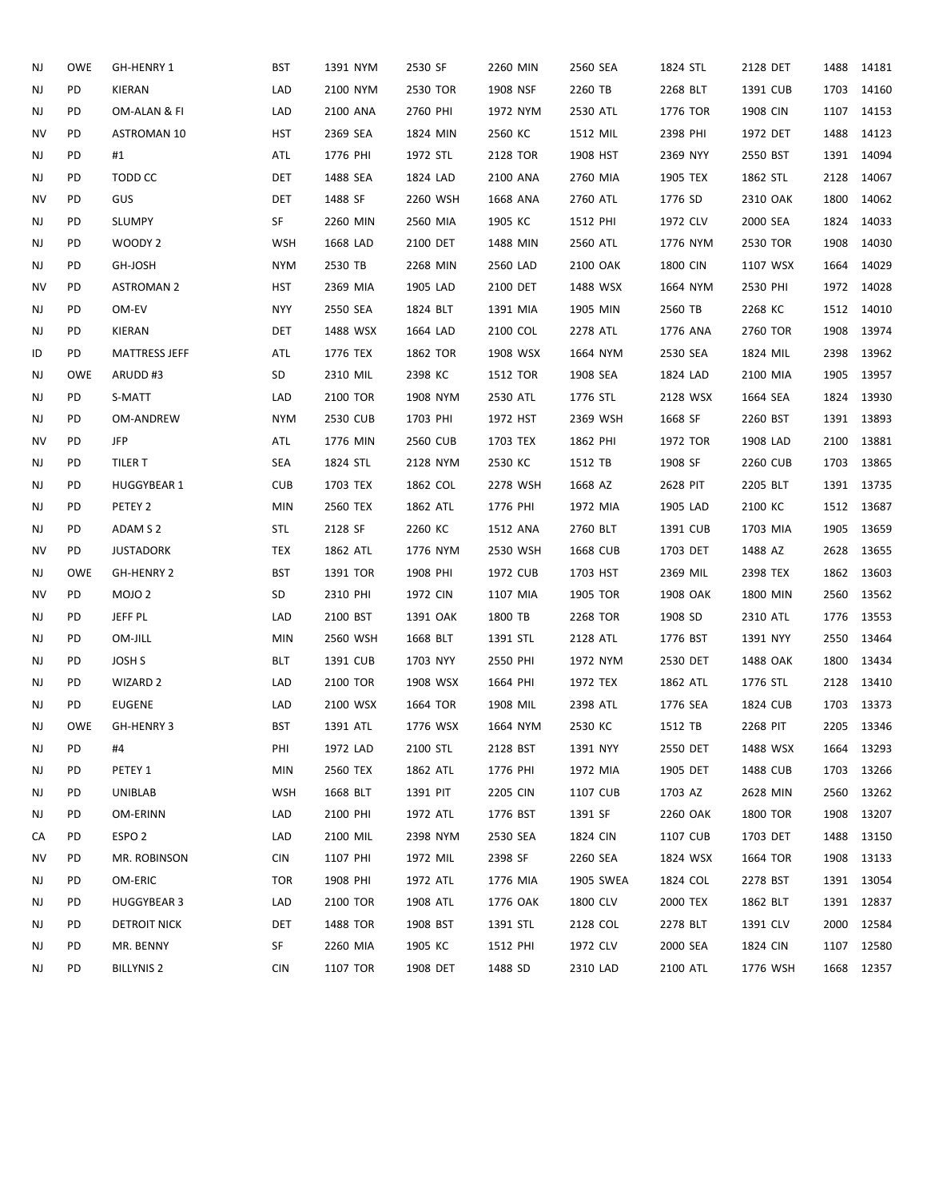| | | | | | | | | | | | |
|---|---|---|---|---|---|---|---|---|---|---|---|
| NJ | OWE | GH-HENRY 1 | BST | 1391 NYM | 2530 SF | 2260 MIN | 2560 SEA | 1824 STL | 2128 DET | 1488 | 14181 |
| NJ | PD | KIERAN | LAD | 2100 NYM | 2530 TOR | 1908 NSF | 2260 TB | 2268 BLT | 1391 CUB | 1703 | 14160 |
| NJ | PD | OM-ALAN & FI | LAD | 2100 ANA | 2760 PHI | 1972 NYM | 2530 ATL | 1776 TOR | 1908 CIN | 1107 | 14153 |
| NV | PD | ASTROMAN 10 | HST | 2369 SEA | 1824 MIN | 2560 KC | 1512 MIL | 2398 PHI | 1972 DET | 1488 | 14123 |
| NJ | PD | #1 | ATL | 1776 PHI | 1972 STL | 2128 TOR | 1908 HST | 2369 NYY | 2550 BST | 1391 | 14094 |
| NJ | PD | TODD CC | DET | 1488 SEA | 1824 LAD | 2100 ANA | 2760 MIA | 1905 TEX | 1862 STL | 2128 | 14067 |
| NV | PD | GUS | DET | 1488 SF | 2260 WSH | 1668 ANA | 2760 ATL | 1776 SD | 2310 OAK | 1800 | 14062 |
| NJ | PD | SLUMPY | SF | 2260 MIN | 2560 MIA | 1905 KC | 1512 PHI | 1972 CLV | 2000 SEA | 1824 | 14033 |
| NJ | PD | WOODY 2 | WSH | 1668 LAD | 2100 DET | 1488 MIN | 2560 ATL | 1776 NYM | 2530 TOR | 1908 | 14030 |
| NJ | PD | GH-JOSH | NYM | 2530 TB | 2268 MIN | 2560 LAD | 2100 OAK | 1800 CIN | 1107 WSX | 1664 | 14029 |
| NV | PD | ASTROMAN 2 | HST | 2369 MIA | 1905 LAD | 2100 DET | 1488 WSX | 1664 NYM | 2530 PHI | 1972 | 14028 |
| NJ | PD | OM-EV | NYY | 2550 SEA | 1824 BLT | 1391 MIA | 1905 MIN | 2560 TB | 2268 KC | 1512 | 14010 |
| NJ | PD | KIERAN | DET | 1488 WSX | 1664 LAD | 2100 COL | 2278 ATL | 1776 ANA | 2760 TOR | 1908 | 13974 |
| ID | PD | MATTRESS JEFF | ATL | 1776 TEX | 1862 TOR | 1908 WSX | 1664 NYM | 2530 SEA | 1824 MIL | 2398 | 13962 |
| NJ | OWE | ARUDD #3 | SD | 2310 MIL | 2398 KC | 1512 TOR | 1908 SEA | 1824 LAD | 2100 MIA | 1905 | 13957 |
| NJ | PD | S-MATT | LAD | 2100 TOR | 1908 NYM | 2530 ATL | 1776 STL | 2128 WSX | 1664 SEA | 1824 | 13930 |
| NJ | PD | OM-ANDREW | NYM | 2530 CUB | 1703 PHI | 1972 HST | 2369 WSH | 1668 SF | 2260 BST | 1391 | 13893 |
| NV | PD | JFP | ATL | 1776 MIN | 2560 CUB | 1703 TEX | 1862 PHI | 1972 TOR | 1908 LAD | 2100 | 13881 |
| NJ | PD | TILER T | SEA | 1824 STL | 2128 NYM | 2530 KC | 1512 TB | 1908 SF | 2260 CUB | 1703 | 13865 |
| NJ | PD | HUGGYBEAR 1 | CUB | 1703 TEX | 1862 COL | 2278 WSH | 1668 AZ | 2628 PIT | 2205 BLT | 1391 | 13735 |
| NJ | PD | PETEY 2 | MIN | 2560 TEX | 1862 ATL | 1776 PHI | 1972 MIA | 1905 LAD | 2100 KC | 1512 | 13687 |
| NJ | PD | ADAM S 2 | STL | 2128 SF | 2260 KC | 1512 ANA | 2760 BLT | 1391 CUB | 1703 MIA | 1905 | 13659 |
| NV | PD | JUSTADORK | TEX | 1862 ATL | 1776 NYM | 2530 WSH | 1668 CUB | 1703 DET | 1488 AZ | 2628 | 13655 |
| NJ | OWE | GH-HENRY 2 | BST | 1391 TOR | 1908 PHI | 1972 CUB | 1703 HST | 2369 MIL | 2398 TEX | 1862 | 13603 |
| NV | PD | MOJO 2 | SD | 2310 PHI | 1972 CIN | 1107 MIA | 1905 TOR | 1908 OAK | 1800 MIN | 2560 | 13562 |
| NJ | PD | JEFF PL | LAD | 2100 BST | 1391 OAK | 1800 TB | 2268 TOR | 1908 SD | 2310 ATL | 1776 | 13553 |
| NJ | PD | OM-JILL | MIN | 2560 WSH | 1668 BLT | 1391 STL | 2128 ATL | 1776 BST | 1391 NYY | 2550 | 13464 |
| NJ | PD | JOSH S | BLT | 1391 CUB | 1703 NYY | 2550 PHI | 1972 NYM | 2530 DET | 1488 OAK | 1800 | 13434 |
| NJ | PD | WIZARD 2 | LAD | 2100 TOR | 1908 WSX | 1664 PHI | 1972 TEX | 1862 ATL | 1776 STL | 2128 | 13410 |
| NJ | PD | EUGENE | LAD | 2100 WSX | 1664 TOR | 1908 MIL | 2398 ATL | 1776 SEA | 1824 CUB | 1703 | 13373 |
| NJ | OWE | GH-HENRY 3 | BST | 1391 ATL | 1776 WSX | 1664 NYM | 2530 KC | 1512 TB | 2268 PIT | 2205 | 13346 |
| NJ | PD | #4 | PHI | 1972 LAD | 2100 STL | 2128 BST | 1391 NYY | 2550 DET | 1488 WSX | 1664 | 13293 |
| NJ | PD | PETEY 1 | MIN | 2560 TEX | 1862 ATL | 1776 PHI | 1972 MIA | 1905 DET | 1488 CUB | 1703 | 13266 |
| NJ | PD | UNIBLAB | WSH | 1668 BLT | 1391 PIT | 2205 CIN | 1107 CUB | 1703 AZ | 2628 MIN | 2560 | 13262 |
| NJ | PD | OM-ERINN | LAD | 2100 PHI | 1972 ATL | 1776 BST | 1391 SF | 2260 OAK | 1800 TOR | 1908 | 13207 |
| CA | PD | ESPO 2 | LAD | 2100 MIL | 2398 NYM | 2530 SEA | 1824 CIN | 1107 CUB | 1703 DET | 1488 | 13150 |
| NV | PD | MR. ROBINSON | CIN | 1107 PHI | 1972 MIL | 2398 SF | 2260 SEA | 1824 WSX | 1664 TOR | 1908 | 13133 |
| NJ | PD | OM-ERIC | TOR | 1908 PHI | 1972 ATL | 1776 MIA | 1905 SWEA | 1824 COL | 2278 BST | 1391 | 13054 |
| NJ | PD | HUGGYBEAR 3 | LAD | 2100 TOR | 1908 ATL | 1776 OAK | 1800 CLV | 2000 TEX | 1862 BLT | 1391 | 12837 |
| NJ | PD | DETROIT NICK | DET | 1488 TOR | 1908 BST | 1391 STL | 2128 COL | 2278 BLT | 1391 CLV | 2000 | 12584 |
| NJ | PD | MR. BENNY | SF | 2260 MIA | 1905 KC | 1512 PHI | 1972 CLV | 2000 SEA | 1824 CIN | 1107 | 12580 |
| NJ | PD | BILLYNIS 2 | CIN | 1107 TOR | 1908 DET | 1488 SD | 2310 LAD | 2100 ATL | 1776 WSH | 1668 | 12357 |